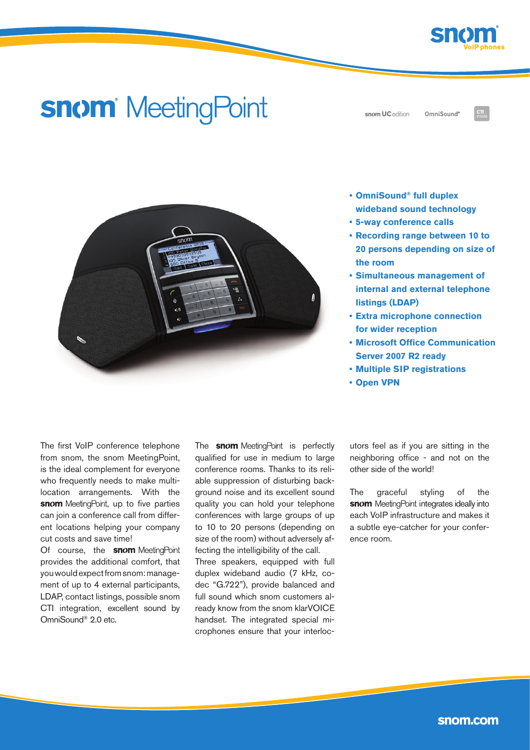# snom MeetingPoint

snom UC edition    OmniSound®    CTI inside

- **OmniSound® full duplex wideband sound technology**
- **5-way conference calls**
- **Recording range between 10 to 20 persons depending on size of the room**
- **Simultaneous management of internal and external telephone listings (LDAP)**
- **Extra microphone connection for wider reception**
- **Microsoft Office Communication Server 2007 R2 ready**
- **Multiple SIP registrations**
- **Open VPN**

The first VoIP conference telephone from snom, the snom MeetingPoint, is the ideal complement for everyone who frequently needs to make multi-location arrangements. With the **snom** MeetingPoint, up to five parties can join a conference call from different locations helping your company cut costs and save time!

Of course, the **snom** MeetingPoint provides the additional comfort, that you would expect from snom: management of up to 4 external participants, LDAP, contact listings, possible snom CTI integration, excellent sound by OmniSound® 2.0 etc.

The **snom** MeetingPoint is perfectly qualified for use in medium to large conference rooms. Thanks to its reliable suppression of disturbing background noise and its excellent sound quality you can hold your telephone conferences with large groups of up to 10 to 20 persons (depending on size of the room) without adversely affecting the intelligibility of the call.

Three speakers, equipped with full duplex wideband audio (7 kHz, codec "G.722"), provide balanced and full sound which snom customers already know from the snom klarVOICE handset. The integrated special microphones ensure that your interlocutors feel as if you are sitting in the neighboring office - and not on the other side of the world!

The graceful styling of the **snom** MeetingPoint integrates ideally into each VoIP infrastructure and makes it a subtle eye-catcher for your conference room.

snom.com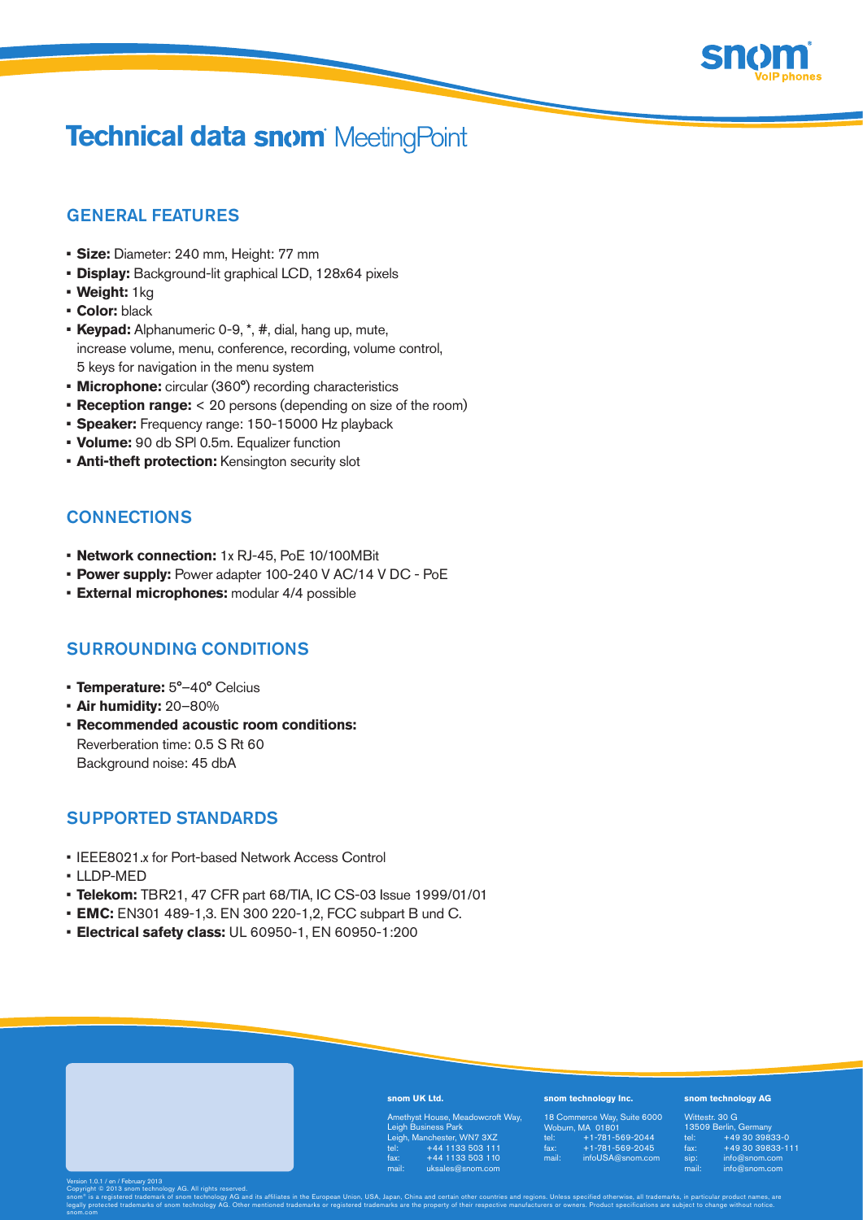# Technical data snom MeetingPoint

## GENERAL FEATURES

- **Size:** Diameter: 240 mm, Height: 77 mm
- **Display:** Background-lit graphical LCD, 128x64 pixels
- **Weight:** 1kg
- **Color:** black
- **Keypad:** Alphanumeric 0-9, *, #, dial, hang up, mute, increase volume, menu, conference, recording, volume control, 5 keys for navigation in the menu system
- **Microphone:** circular (360°) recording characteristics
- **Reception range:** < 20 persons (depending on size of the room)
- **Speaker:** Frequency range: 150-15000 Hz playback
- **Volume:** 90 db SPl 0.5m. Equalizer function
- **Anti-theft protection:** Kensington security slot

## CONNECTIONS

- **Network connection:** 1x RJ-45, PoE 10/100MBit
- **Power supply:** Power adapter 100-240 V AC/14 V DC - PoE
- **External microphones:** modular 4/4 possible

## SURROUNDING CONDITIONS

- **Temperature:** 5°–40° Celcius
- **Air humidity:** 20–80%
- **Recommended acoustic room conditions:**
  Reverberation time: 0.5 S Rt 60
  Background noise: 45 dbA

## SUPPORTED STANDARDS

- IEEE8021.x for Port-based Network Access Control
- LLDP-MED
- **Telekom:** TBR21, 47 CFR part 68/TIA, IC CS-03 Issue 1999/01/01
- **EMC:** EN301 489-1,3. EN 300 220-1,2, FCC subpart B und C.
- **Electrical safety class:** UL 60950-1, EN 60950-1:200

**snom UK Ltd.**
Amethyst House, Meadowcroft Way,
Leigh Business Park
Leigh, Manchester, WN7 3XZ
tel: +44 1133 503 111
fax: +44 1133 503 110
mail: uksales@snom.com

**snom technology Inc.**
18 Commerce Way, Suite 6000
Woburn, MA 01801
tel: +1-781-569-2044
fax: +1-781-569-2045
mail: infoUSA@snom.com

**snom technology AG**
Wittestr. 30 G
13509 Berlin, Germany
tel: +49 30 39833-0
fax: +49 30 39833-111
sip: info@snom.com
mail: info@snom.com

Version 1.0.1 / en / February 2013
Copyright © 2013 snom technology AG. All rights reserved.
snom® is a registered trademark of snom technology AG and its affiliates in the European Union, USA, Japan, China and certain other countries and regions. Unless specified otherwise, all trademarks, in particular product names, are legally protected trademarks of snom technology AG. Other mentioned trademarks or registered trademarks are the property of their respective manufacturers or owners. Product specifications are subject to change without notice.
snom.com